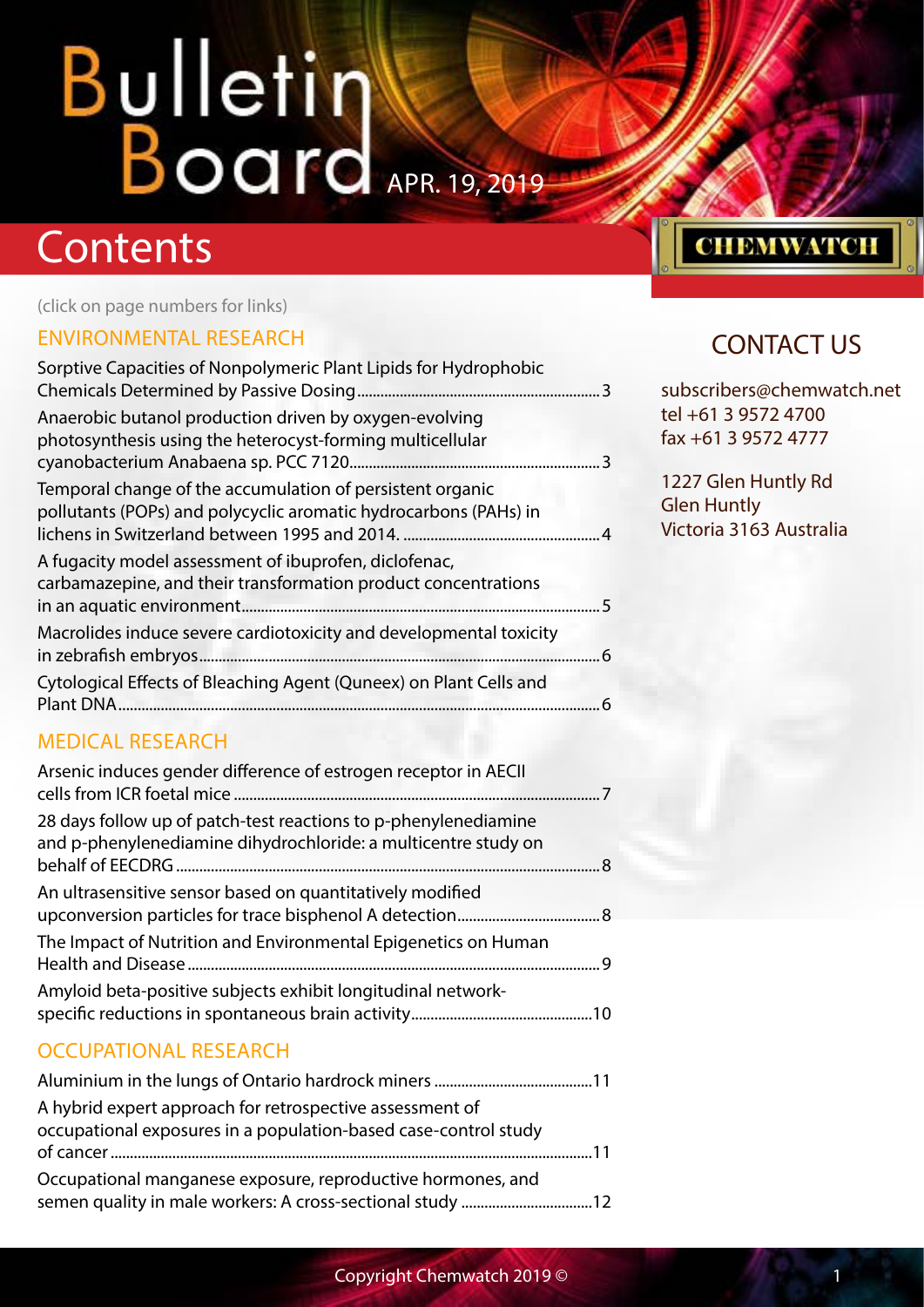# Bulletin Board

APR. 19, 2019

## Contents

(click on page numbers for links)

### ENVIRONMENTAL RESEARCH

Sorptive Capacities of Nonpolymeric Plant Lipids for Hydrophobic Chemicals Determined by Passive Dosing....3

Anaerobic butanol production driven by oxygen-evolving photosynthesis using the heterocyst-forming multicellular cyanobacterium Anabaena sp. PCC 7120....3

Temporal change of the accumulation of persistent organic pollutants (POPs) and polycyclic aromatic hydrocarbons (PAHs) in lichens in Switzerland between 1995 and 2014. ....4

A fugacity model assessment of ibuprofen, diclofenac, carbamazepine, and their transformation product concentrations in an aquatic environment....5

Macrolides induce severe cardiotoxicity and developmental toxicity in zebrafish embryos....6

Cytological Effects of Bleaching Agent (Quneex) on Plant Cells and Plant DNA....6

### MEDICAL RESEARCH

Arsenic induces gender difference of estrogen receptor in AECII cells from ICR foetal mice ....7

28 days follow up of patch-test reactions to p-phenylenediamine and p-phenylenediamine dihydrochloride: a multicentre study on behalf of EECDRG....8

An ultrasensitive sensor based on quantitatively modified upconversion particles for trace bisphenol A detection....8

The Impact of Nutrition and Environmental Epigenetics on Human Health and Disease....9

Amyloid beta-positive subjects exhibit longitudinal network-specific reductions in spontaneous brain activity....10

### OCCUPATIONAL RESEARCH

Aluminium in the lungs of Ontario hardrock miners ....11

A hybrid expert approach for retrospective assessment of occupational exposures in a population-based case-control study of cancer....11

Occupational manganese exposure, reproductive hormones, and semen quality in male workers: A cross-sectional study ....12

CHEMWATCH

## CONTACT US

subscribers@chemwatch.net
tel +61 3 9572 4700
fax +61 3 9572 4777

1227 Glen Huntly Rd
Glen Huntly
Victoria 3163 Australia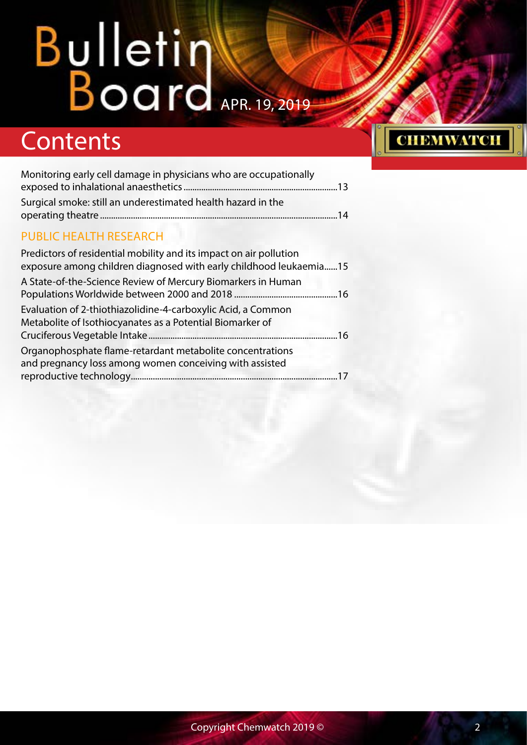# Contents

Monitoring early cell damage in physicians who are occupationally exposed to inhalational anaesthetics ....................13

Surgical smoke: still an underestimated health hazard in the operating theatre ....................14

## PUBLIC HEALTH RESEARCH

Predictors of residential mobility and its impact on air pollution exposure among children diagnosed with early childhood leukaemia......15

A State-of-the-Science Review of Mercury Biomarkers in Human Populations Worldwide between 2000 and 2018 ....................16

Evaluation of 2-thiothiazolidine-4-carboxylic Acid, a Common Metabolite of Isothiocyanates as a Potential Biomarker of Cruciferous Vegetable Intake ....................16

Organophosphate flame-retardant metabolite concentrations and pregnancy loss among women conceiving with assisted reproductive technology ....................17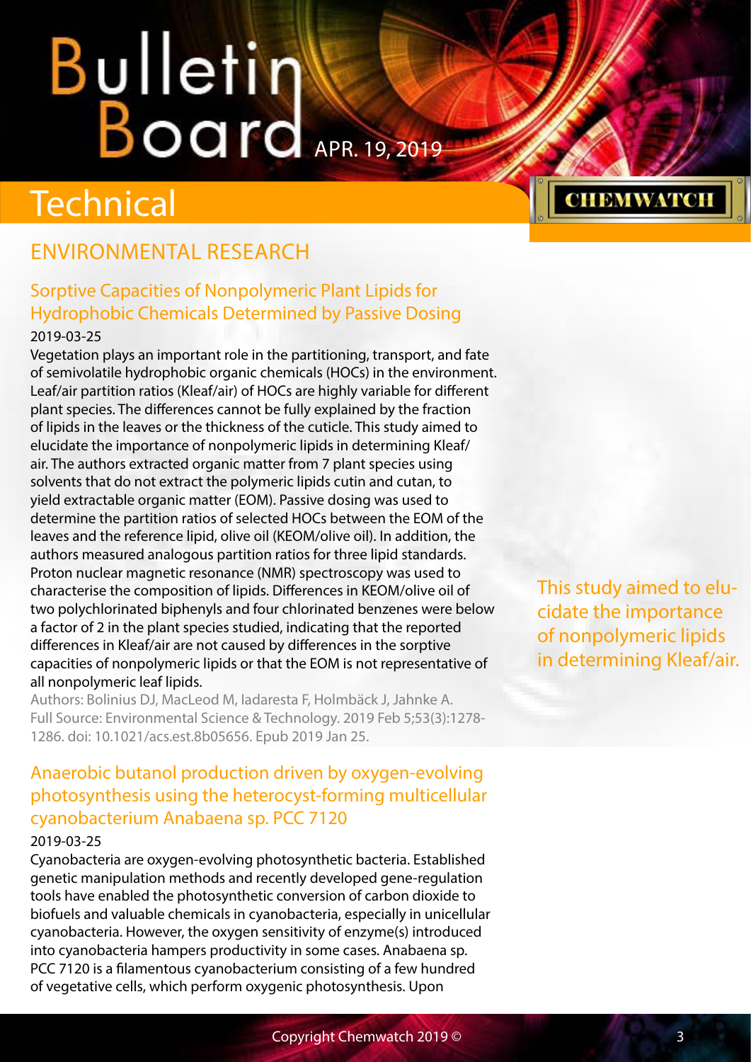# Technical

## ENVIRONMENTAL RESEARCH

### Sorptive Capacities of Nonpolymeric Plant Lipids for Hydrophobic Chemicals Determined by Passive Dosing

2019-03-25

Vegetation plays an important role in the partitioning, transport, and fate of semivolatile hydrophobic organic chemicals (HOCs) in the environment. Leaf/air partition ratios (Kleaf/air) of HOCs are highly variable for different plant species. The differences cannot be fully explained by the fraction of lipids in the leaves or the thickness of the cuticle. This study aimed to elucidate the importance of nonpolymeric lipids in determining Kleaf/air. The authors extracted organic matter from 7 plant species using solvents that do not extract the polymeric lipids cutin and cutan, to yield extractable organic matter (EOM). Passive dosing was used to determine the partition ratios of selected HOCs between the EOM of the leaves and the reference lipid, olive oil (KEOM/olive oil). In addition, the authors measured analogous partition ratios for three lipid standards. Proton nuclear magnetic resonance (NMR) spectroscopy was used to characterise the composition of lipids. Differences in KEOM/olive oil of two polychlorinated biphenyls and four chlorinated benzenes were below a factor of 2 in the plant species studied, indicating that the reported differences in Kleaf/air are not caused by differences in the sorptive capacities of nonpolymeric lipids or that the EOM is not representative of all nonpolymeric leaf lipids.

This study aimed to elucidate the importance of nonpolymeric lipids in determining Kleaf/air.

Authors: Bolinius DJ, MacLeod M, Iadaresta F, Holmbäck J, Jahnke A.
Full Source: Environmental Science & Technology. 2019 Feb 5;53(3):1278-1286. doi: 10.1021/acs.est.8b05656. Epub 2019 Jan 25.

### Anaerobic butanol production driven by oxygen-evolving photosynthesis using the heterocyst-forming multicellular cyanobacterium Anabaena sp. PCC 7120

2019-03-25

Cyanobacteria are oxygen-evolving photosynthetic bacteria. Established genetic manipulation methods and recently developed gene-regulation tools have enabled the photosynthetic conversion of carbon dioxide to biofuels and valuable chemicals in cyanobacteria, especially in unicellular cyanobacteria. However, the oxygen sensitivity of enzyme(s) introduced into cyanobacteria hampers productivity in some cases. Anabaena sp. PCC 7120 is a filamentous cyanobacterium consisting of a few hundred of vegetative cells, which perform oxygenic photosynthesis. Upon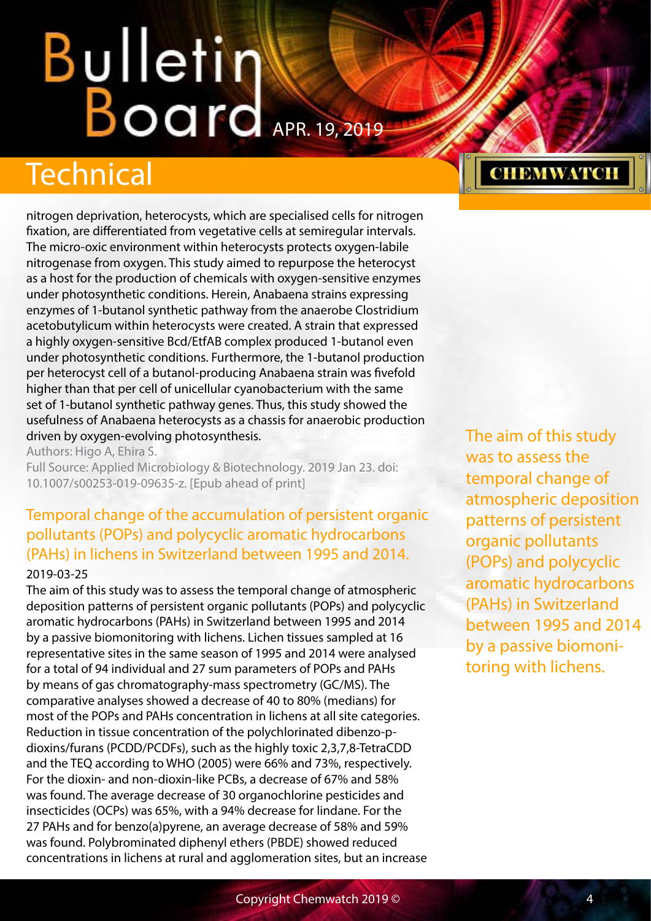nitrogen deprivation, heterocysts, which are specialised cells for nitrogen fixation, are differentiated from vegetative cells at semiregular intervals. The micro-oxic environment within heterocysts protects oxygen-labile nitrogenase from oxygen. This study aimed to repurpose the heterocyst as a host for the production of chemicals with oxygen-sensitive enzymes under photosynthetic conditions. Herein, Anabaena strains expressing enzymes of 1-butanol synthetic pathway from the anaerobe Clostridium acetobutylicum within heterocysts were created. A strain that expressed a highly oxygen-sensitive Bcd/EtfAB complex produced 1-butanol even under photosynthetic conditions. Furthermore, the 1-butanol production per heterocyst cell of a butanol-producing Anabaena strain was fivefold higher than that per cell of unicellular cyanobacterium with the same set of 1-butanol synthetic pathway genes. Thus, this study showed the usefulness of Anabaena heterocysts as a chassis for anaerobic production driven by oxygen-evolving photosynthesis.

Authors: Higo A, Ehira S.

Full Source: Applied Microbiology & Biotechnology. 2019 Jan 23. doi: 10.1007/s00253-019-09635-z. [Epub ahead of print]

## Temporal change of the accumulation of persistent organic pollutants (POPs) and polycyclic aromatic hydrocarbons (PAHs) in lichens in Switzerland between 1995 and 2014.

2019-03-25

The aim of this study was to assess the temporal change of atmospheric deposition patterns of persistent organic pollutants (POPs) and polycyclic aromatic hydrocarbons (PAHs) in Switzerland between 1995 and 2014 by a passive biomonitoring with lichens. Lichen tissues sampled at 16 representative sites in the same season of 1995 and 2014 were analysed for a total of 94 individual and 27 sum parameters of POPs and PAHs by means of gas chromatography-mass spectrometry (GC/MS). The comparative analyses showed a decrease of 40 to 80% (medians) for most of the POPs and PAHs concentration in lichens at all site categories. Reduction in tissue concentration of the polychlorinated dibenzo-p-dioxins/furans (PCDD/PCDFs), such as the highly toxic 2,3,7,8-TetraCDD and the TEQ according to WHO (2005) were 66% and 73%, respectively. For the dioxin- and non-dioxin-like PCBs, a decrease of 67% and 58% was found. The average decrease of 30 organochlorine pesticides and insecticides (OCPs) was 65%, with a 94% decrease for lindane. For the 27 PAHs and for benzo(a)pyrene, an average decrease of 58% and 59% was found. Polybrominated diphenyl ethers (PBDE) showed reduced concentrations in lichens at rural and agglomeration sites, but an increase

The aim of this study was to assess the temporal change of atmospheric deposition patterns of persistent organic pollutants (POPs) and polycyclic aromatic hydrocarbons (PAHs) in Switzerland between 1995 and 2014 by a passive biomonitoring with lichens.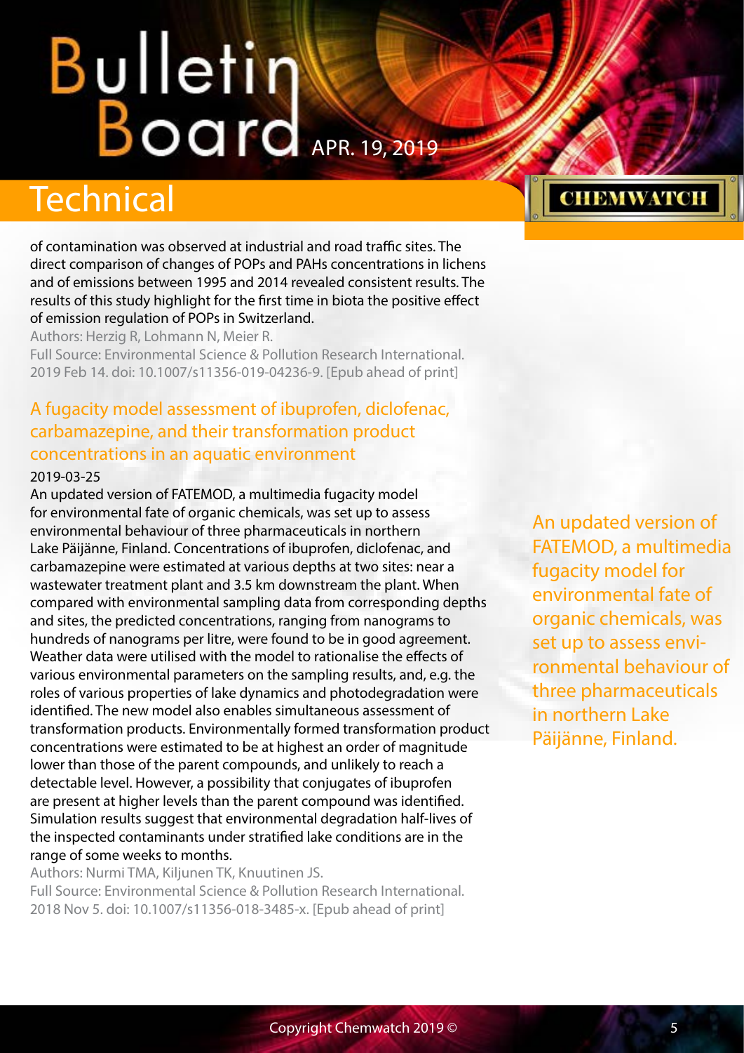of contamination was observed at industrial and road traffic sites. The direct comparison of changes of POPs and PAHs concentrations in lichens and of emissions between 1995 and 2014 revealed consistent results. The results of this study highlight for the first time in biota the positive effect of emission regulation of POPs in Switzerland.

Authors: Herzig R, Lohmann N, Meier R.

Full Source: Environmental Science & Pollution Research International. 2019 Feb 14. doi: 10.1007/s11356-019-04236-9. [Epub ahead of print]

## A fugacity model assessment of ibuprofen, diclofenac, carbamazepine, and their transformation product concentrations in an aquatic environment

2019-03-25

An updated version of FATEMOD, a multimedia fugacity model for environmental fate of organic chemicals, was set up to assess environmental behaviour of three pharmaceuticals in northern Lake Päijänne, Finland. Concentrations of ibuprofen, diclofenac, and carbamazepine were estimated at various depths at two sites: near a wastewater treatment plant and 3.5 km downstream the plant. When compared with environmental sampling data from corresponding depths and sites, the predicted concentrations, ranging from nanograms to hundreds of nanograms per litre, were found to be in good agreement. Weather data were utilised with the model to rationalise the effects of various environmental parameters on the sampling results, and, e.g. the roles of various properties of lake dynamics and photodegradation were identified. The new model also enables simultaneous assessment of transformation products. Environmentally formed transformation product concentrations were estimated to be at highest an order of magnitude lower than those of the parent compounds, and unlikely to reach a detectable level. However, a possibility that conjugates of ibuprofen are present at higher levels than the parent compound was identified. Simulation results suggest that environmental degradation half-lives of the inspected contaminants under stratified lake conditions are in the range of some weeks to months.

Authors: Nurmi TMA, Kiljunen TK, Knuutinen JS.

Full Source: Environmental Science & Pollution Research International. 2018 Nov 5. doi: 10.1007/s11356-018-3485-x. [Epub ahead of print]

> An updated version of FATEMOD, a multimedia fugacity model for environmental fate of organic chemicals, was set up to assess environmental behaviour of three pharmaceuticals in northern Lake Päijänne, Finland.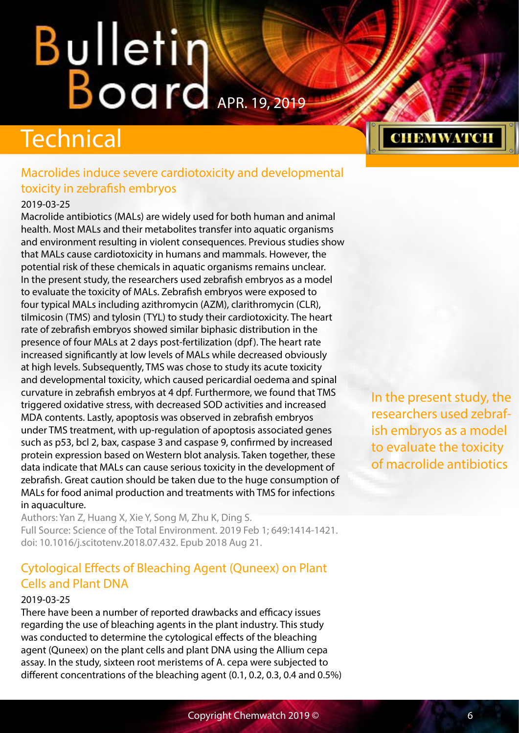# Technical

## Macrolides induce severe cardiotoxicity and developmental toxicity in zebrafish embryos

2019-03-25

Macrolide antibiotics (MALs) are widely used for both human and animal health. Most MALs and their metabolites transfer into aquatic organisms and environment resulting in violent consequences. Previous studies show that MALs cause cardiotoxicity in humans and mammals. However, the potential risk of these chemicals in aquatic organisms remains unclear. In the present study, the researchers used zebrafish embryos as a model to evaluate the toxicity of MALs. Zebrafish embryos were exposed to four typical MALs including azithromycin (AZM), clarithromycin (CLR), tilmicosin (TMS) and tylosin (TYL) to study their cardiotoxicity. The heart rate of zebrafish embryos showed similar biphasic distribution in the presence of four MALs at 2 days post-fertilization (dpf). The heart rate increased significantly at low levels of MALs while decreased obviously at high levels. Subsequently, TMS was chose to study its acute toxicity and developmental toxicity, which caused pericardial oedema and spinal curvature in zebrafish embryos at 4 dpf. Furthermore, we found that TMS triggered oxidative stress, with decreased SOD activities and increased MDA contents. Lastly, apoptosis was observed in zebrafish embryos under TMS treatment, with up-regulation of apoptosis associated genes such as p53, bcl 2, bax, caspase 3 and caspase 9, confirmed by increased protein expression based on Western blot analysis. Taken together, these data indicate that MALs can cause serious toxicity in the development of zebrafish. Great caution should be taken due to the huge consumption of MALs for food animal production and treatments with TMS for infections in aquaculture.

In the present study, the researchers used zebrafish embryos as a model to evaluate the toxicity of macrolide antibiotics

Authors: Yan Z, Huang X, Xie Y, Song M, Zhu K, Ding S.
Full Source: Science of the Total Environment. 2019 Feb 1; 649:1414-1421. doi: 10.1016/j.scitotenv.2018.07.432. Epub 2018 Aug 21.

## Cytological Effects of Bleaching Agent (Quneex) on Plant Cells and Plant DNA

2019-03-25

There have been a number of reported drawbacks and efficacy issues regarding the use of bleaching agents in the plant industry. This study was conducted to determine the cytological effects of the bleaching agent (Quneex) on the plant cells and plant DNA using the Allium cepa assay. In the study, sixteen root meristems of A. cepa were subjected to different concentrations of the bleaching agent (0.1, 0.2, 0.3, 0.4 and 0.5%)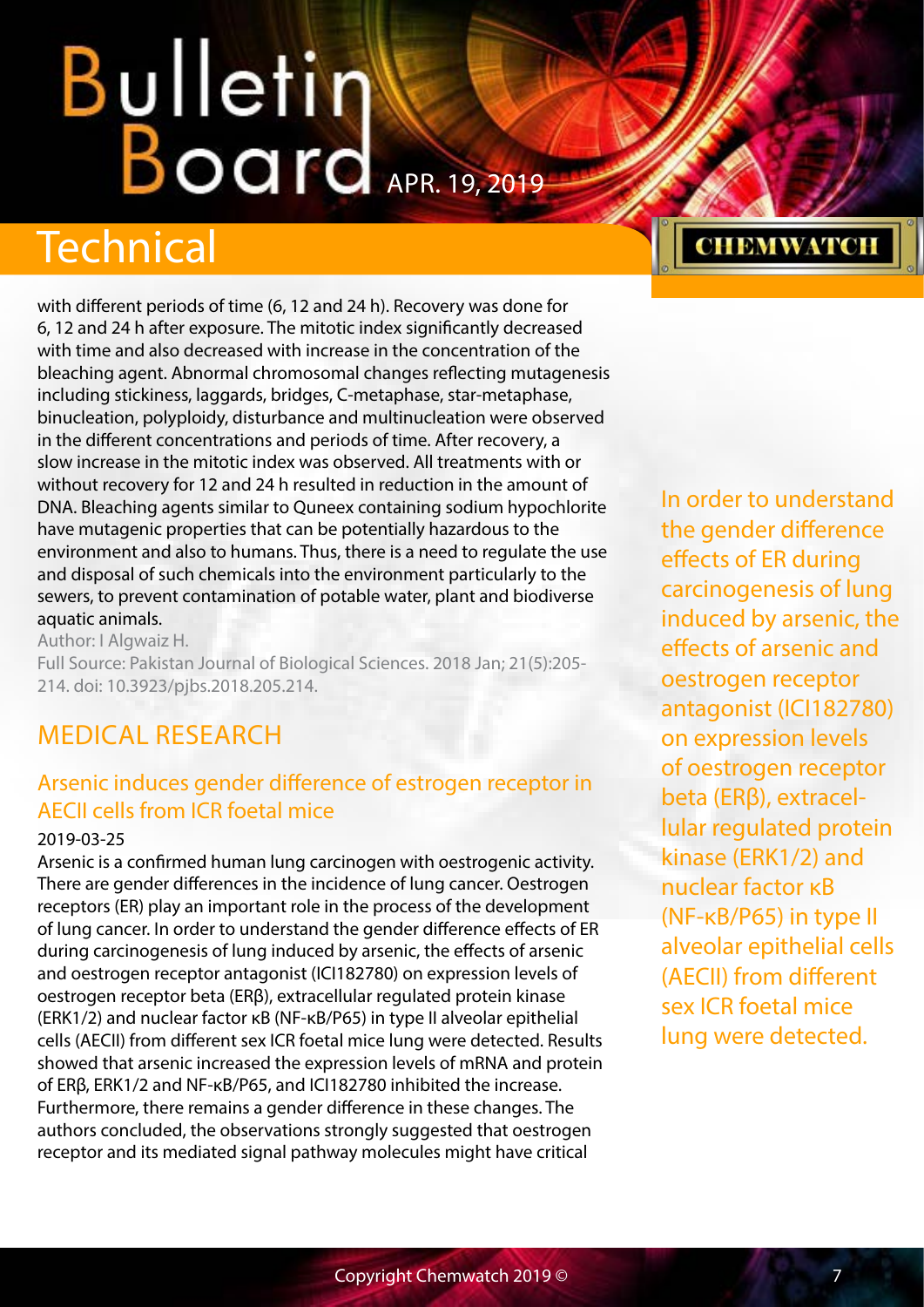with different periods of time (6, 12 and 24 h). Recovery was done for 6, 12 and 24 h after exposure. The mitotic index significantly decreased with time and also decreased with increase in the concentration of the bleaching agent. Abnormal chromosomal changes reflecting mutagenesis including stickiness, laggards, bridges, C-metaphase, star-metaphase, binucleation, polyploidy, disturbance and multinucleation were observed in the different concentrations and periods of time. After recovery, a slow increase in the mitotic index was observed. All treatments with or without recovery for 12 and 24 h resulted in reduction in the amount of DNA. Bleaching agents similar to Quneex containing sodium hypochlorite have mutagenic properties that can be potentially hazardous to the environment and also to humans. Thus, there is a need to regulate the use and disposal of such chemicals into the environment particularly to the sewers, to prevent contamination of potable water, plant and biodiverse aquatic animals.

Author: I Algwaiz H.

Full Source: Pakistan Journal of Biological Sciences. 2018 Jan; 21(5):205-214. doi: 10.3923/pjbs.2018.205.214.

## MEDICAL RESEARCH

### Arsenic induces gender difference of estrogen receptor in AECII cells from ICR foetal mice

2019-03-25

Arsenic is a confirmed human lung carcinogen with oestrogenic activity. There are gender differences in the incidence of lung cancer. Oestrogen receptors (ER) play an important role in the process of the development of lung cancer. In order to understand the gender difference effects of ER during carcinogenesis of lung induced by arsenic, the effects of arsenic and oestrogen receptor antagonist (ICI182780) on expression levels of oestrogen receptor beta (ERβ), extracellular regulated protein kinase (ERK1/2) and nuclear factor κB (NF-κB/P65) in type II alveolar epithelial cells (AECII) from different sex ICR foetal mice lung were detected. Results showed that arsenic increased the expression levels of mRNA and protein of ERβ, ERK1/2 and NF-κB/P65, and ICI182780 inhibited the increase. Furthermore, there remains a gender difference in these changes. The authors concluded, the observations strongly suggested that oestrogen receptor and its mediated signal pathway molecules might have critical

In order to understand the gender difference effects of ER during carcinogenesis of lung induced by arsenic, the effects of arsenic and oestrogen receptor antagonist (ICI182780) on expression levels of oestrogen receptor beta (ERβ), extracellular regulated protein kinase (ERK1/2) and nuclear factor κB (NF-κB/P65) in type II alveolar epithelial cells (AECII) from different sex ICR foetal mice lung were detected.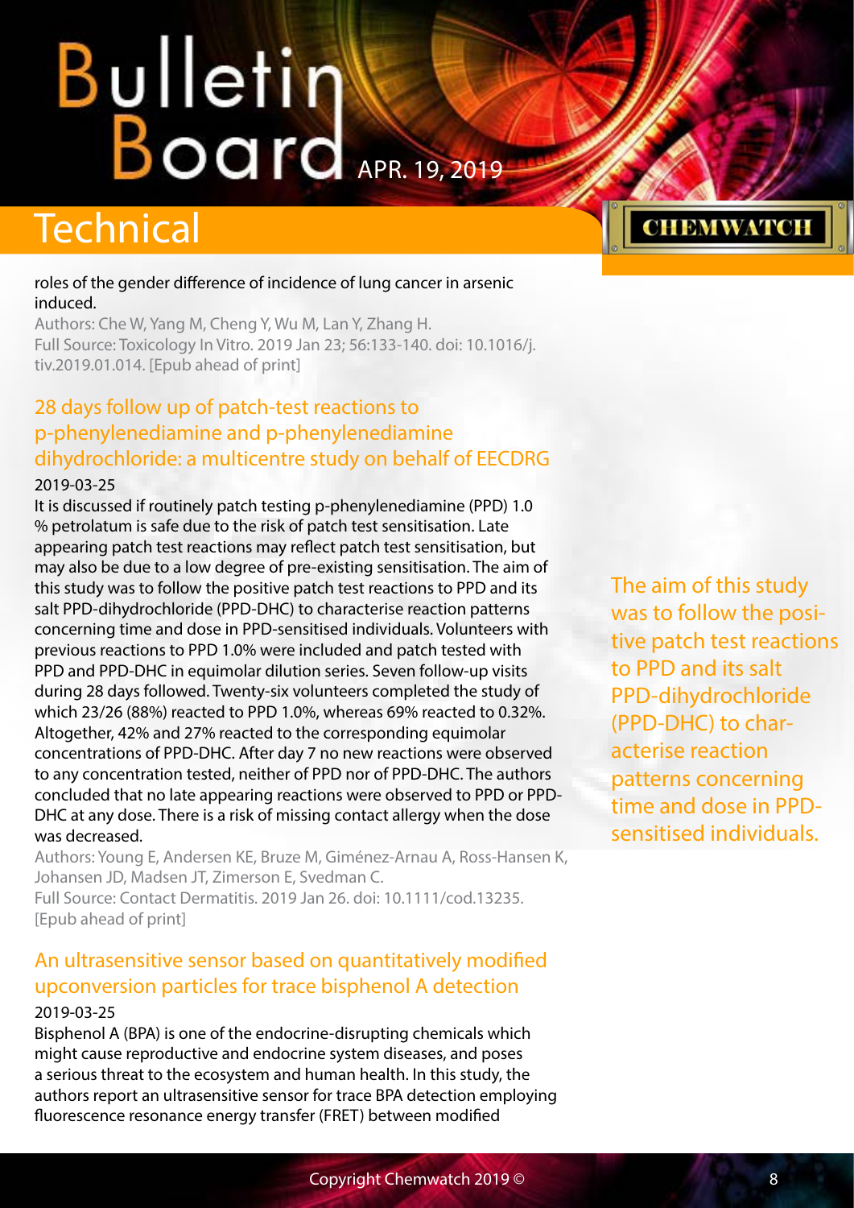roles of the gender difference of incidence of lung cancer in arsenic induced.

Authors: Che W, Yang M, Cheng Y, Wu M, Lan Y, Zhang H.

Full Source: Toxicology In Vitro. 2019 Jan 23; 56:133-140. doi: 10.1016/j.tiv.2019.01.014. [Epub ahead of print]

## 28 days follow up of patch-test reactions to p-phenylenediamine and p-phenylenediamine dihydrochloride: a multicentre study on behalf of EECDRG

2019-03-25

It is discussed if routinely patch testing p-phenylenediamine (PPD) 1.0 % petrolatum is safe due to the risk of patch test sensitisation. Late appearing patch test reactions may reflect patch test sensitisation, but may also be due to a low degree of pre-existing sensitisation. The aim of this study was to follow the positive patch test reactions to PPD and its salt PPD-dihydrochloride (PPD-DHC) to characterise reaction patterns concerning time and dose in PPD-sensitised individuals. Volunteers with previous reactions to PPD 1.0% were included and patch tested with PPD and PPD-DHC in equimolar dilution series. Seven follow-up visits during 28 days followed. Twenty-six volunteers completed the study of which 23/26 (88%) reacted to PPD 1.0%, whereas 69% reacted to 0.32%. Altogether, 42% and 27% reacted to the corresponding equimolar concentrations of PPD-DHC. After day 7 no new reactions were observed to any concentration tested, neither of PPD nor of PPD-DHC. The authors concluded that no late appearing reactions were observed to PPD or PPD-DHC at any dose. There is a risk of missing contact allergy when the dose was decreased.

Authors: Young E, Andersen KE, Bruze M, Giménez-Arnau A, Ross-Hansen K, Johansen JD, Madsen JT, Zimerson E, Svedman C.

Full Source: Contact Dermatitis. 2019 Jan 26. doi: 10.1111/cod.13235. [Epub ahead of print]

> The aim of this study was to follow the positive patch test reactions to PPD and its salt PPD-dihydrochloride (PPD-DHC) to characterise reaction patterns concerning time and dose in PPD-sensitised individuals.

## An ultrasensitive sensor based on quantitatively modified upconversion particles for trace bisphenol A detection

2019-03-25

Bisphenol A (BPA) is one of the endocrine-disrupting chemicals which might cause reproductive and endocrine system diseases, and poses a serious threat to the ecosystem and human health. In this study, the authors report an ultrasensitive sensor for trace BPA detection employing fluorescence resonance energy transfer (FRET) between modified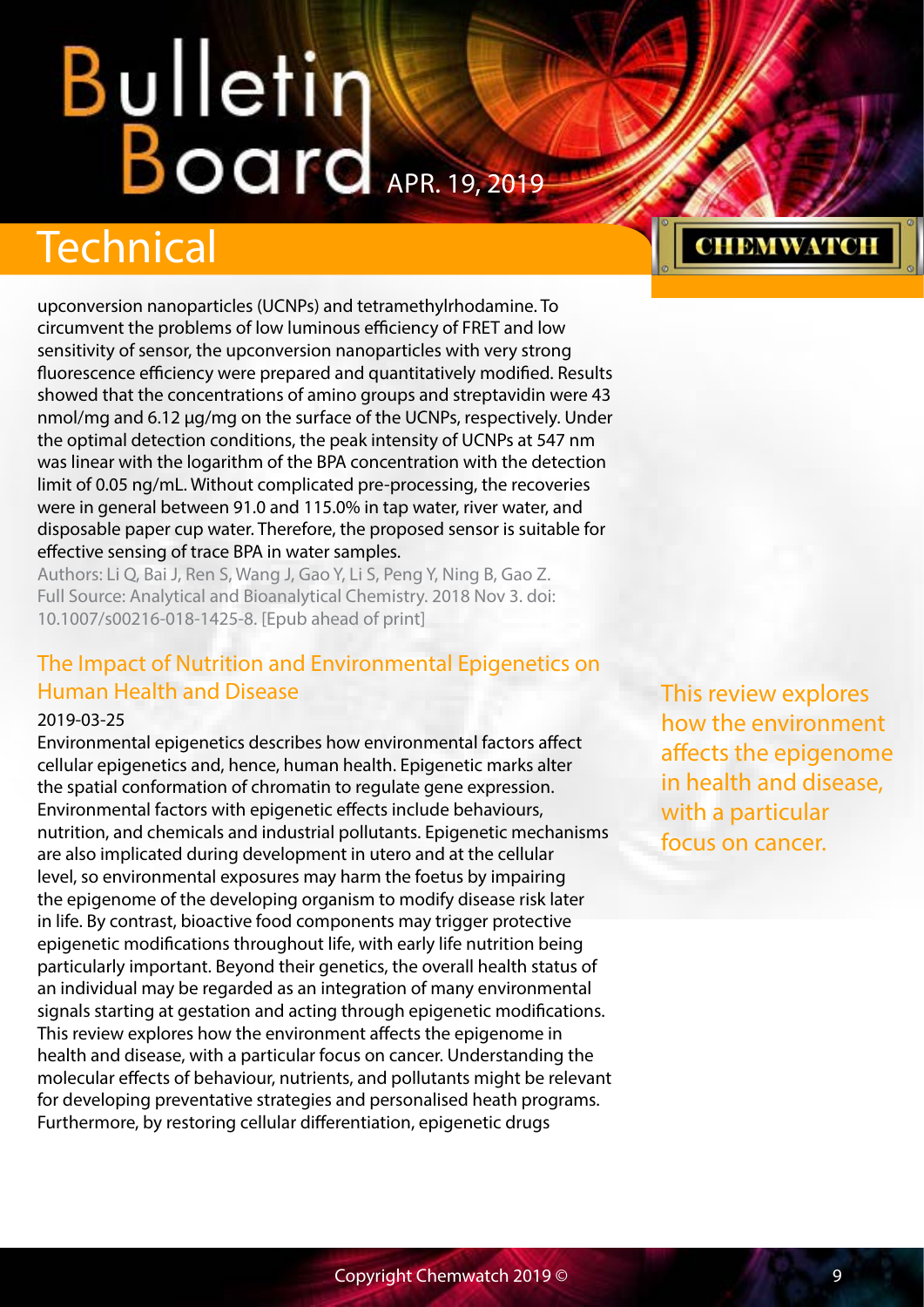upconversion nanoparticles (UCNPs) and tetramethylrhodamine. To circumvent the problems of low luminous efficiency of FRET and low sensitivity of sensor, the upconversion nanoparticles with very strong fluorescence efficiency were prepared and quantitatively modified. Results showed that the concentrations of amino groups and streptavidin were 43 nmol/mg and 6.12 µg/mg on the surface of the UCNPs, respectively. Under the optimal detection conditions, the peak intensity of UCNPs at 547 nm was linear with the logarithm of the BPA concentration with the detection limit of 0.05 ng/mL. Without complicated pre-processing, the recoveries were in general between 91.0 and 115.0% in tap water, river water, and disposable paper cup water. Therefore, the proposed sensor is suitable for effective sensing of trace BPA in water samples.

Authors: Li Q, Bai J, Ren S, Wang J, Gao Y, Li S, Peng Y, Ning B, Gao Z.
Full Source: Analytical and Bioanalytical Chemistry. 2018 Nov 3. doi: 10.1007/s00216-018-1425-8. [Epub ahead of print]

## The Impact of Nutrition and Environmental Epigenetics on Human Health and Disease

This review explores how the environment affects the epigenome in health and disease, with a particular focus on cancer.

2019-03-25

Environmental epigenetics describes how environmental factors affect cellular epigenetics and, hence, human health. Epigenetic marks alter the spatial conformation of chromatin to regulate gene expression. Environmental factors with epigenetic effects include behaviours, nutrition, and chemicals and industrial pollutants. Epigenetic mechanisms are also implicated during development in utero and at the cellular level, so environmental exposures may harm the foetus by impairing the epigenome of the developing organism to modify disease risk later in life. By contrast, bioactive food components may trigger protective epigenetic modifications throughout life, with early life nutrition being particularly important. Beyond their genetics, the overall health status of an individual may be regarded as an integration of many environmental signals starting at gestation and acting through epigenetic modifications. This review explores how the environment affects the epigenome in health and disease, with a particular focus on cancer. Understanding the molecular effects of behaviour, nutrients, and pollutants might be relevant for developing preventative strategies and personalised heath programs. Furthermore, by restoring cellular differentiation, epigenetic drugs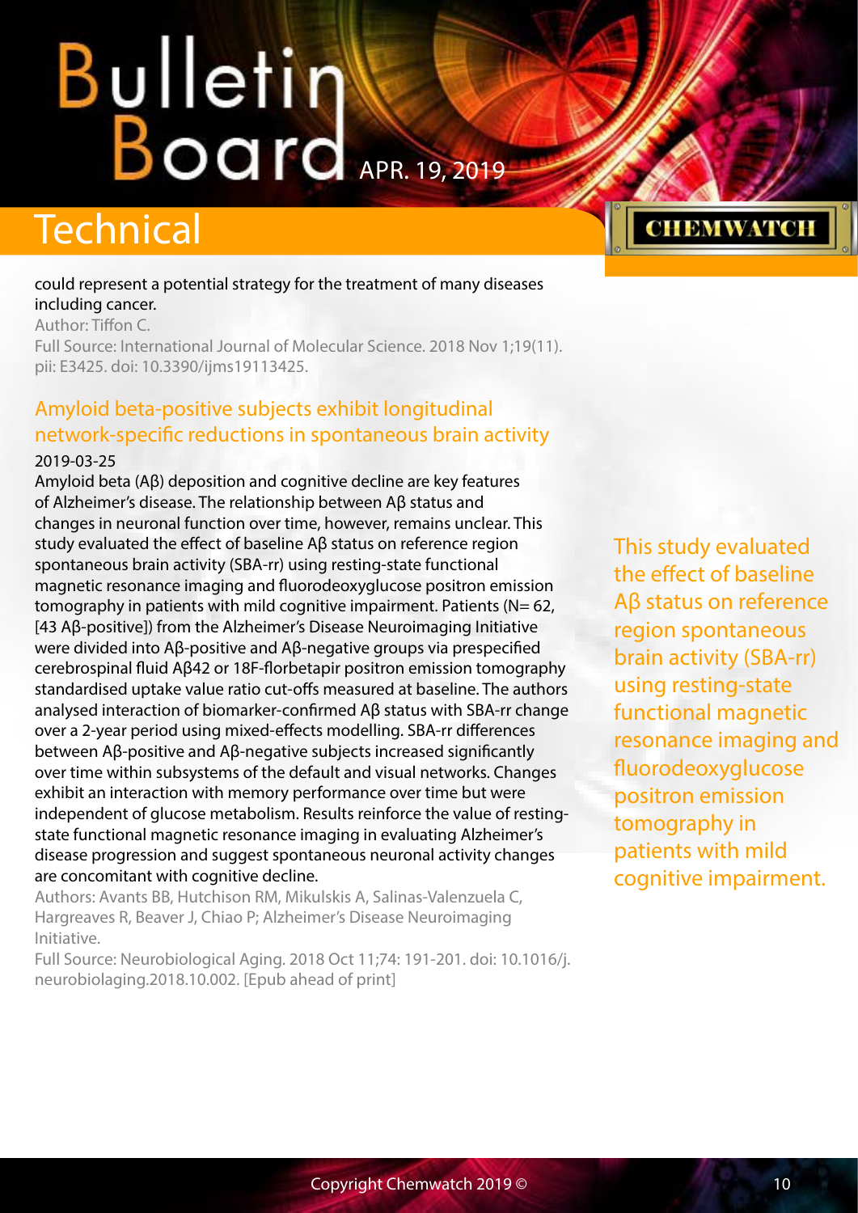could represent a potential strategy for the treatment of many diseases including cancer.

Author: Tiffon C.

Full Source: International Journal of Molecular Science. 2018 Nov 1;19(11). pii: E3425. doi: 10.3390/ijms19113425.

## Amyloid beta-positive subjects exhibit longitudinal network-specific reductions in spontaneous brain activity

2019-03-25

Amyloid beta (Aβ) deposition and cognitive decline are key features of Alzheimer's disease. The relationship between Aβ status and changes in neuronal function over time, however, remains unclear. This study evaluated the effect of baseline Aβ status on reference region spontaneous brain activity (SBA-rr) using resting-state functional magnetic resonance imaging and fluorodeoxyglucose positron emission tomography in patients with mild cognitive impairment. Patients (N= 62, [43 Aβ-positive]) from the Alzheimer's Disease Neuroimaging Initiative were divided into Aβ-positive and Aβ-negative groups via prespecified cerebrospinal fluid Aβ42 or 18F-florbetapir positron emission tomography standardised uptake value ratio cut-offs measured at baseline. The authors analysed interaction of biomarker-confirmed Aβ status with SBA-rr change over a 2-year period using mixed-effects modelling. SBA-rr differences between Aβ-positive and Aβ-negative subjects increased significantly over time within subsystems of the default and visual networks. Changes exhibit an interaction with memory performance over time but were independent of glucose metabolism. Results reinforce the value of resting-state functional magnetic resonance imaging in evaluating Alzheimer's disease progression and suggest spontaneous neuronal activity changes are concomitant with cognitive decline.

Authors: Avants BB, Hutchison RM, Mikulskis A, Salinas-Valenzuela C, Hargreaves R, Beaver J, Chiao P; Alzheimer's Disease Neuroimaging Initiative.

Full Source: Neurobiological Aging. 2018 Oct 11;74: 191-201. doi: 10.1016/j.neurobiolaging.2018.10.002. [Epub ahead of print]

This study evaluated the effect of baseline Aβ status on reference region spontaneous brain activity (SBA-rr) using resting-state functional magnetic resonance imaging and fluorodeoxyglucose positron emission tomography in patients with mild cognitive impairment.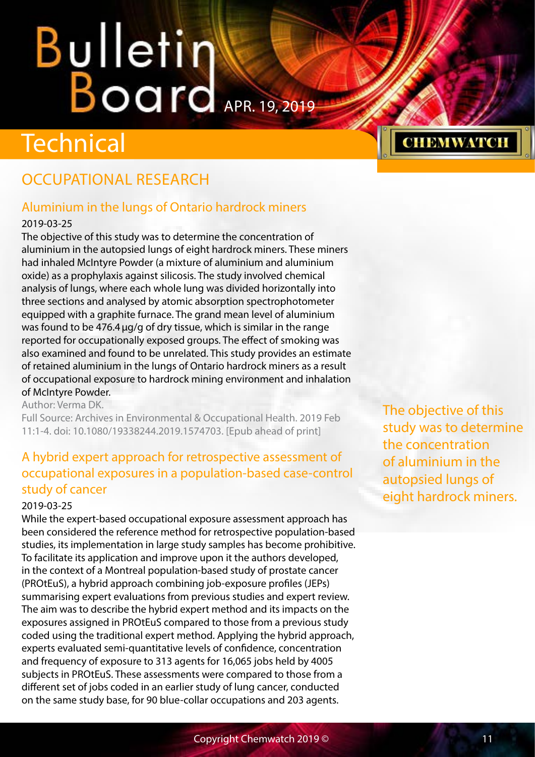# Technical

## OCCUPATIONAL RESEARCH

### Aluminium in the lungs of Ontario hardrock miners

2019-03-25

The objective of this study was to determine the concentration of aluminium in the autopsied lungs of eight hardrock miners. These miners had inhaled McIntyre Powder (a mixture of aluminium and aluminium oxide) as a prophylaxis against silicosis. The study involved chemical analysis of lungs, where each whole lung was divided horizontally into three sections and analysed by atomic absorption spectrophotometer equipped with a graphite furnace. The grand mean level of aluminium was found to be 476.4 µg/g of dry tissue, which is similar in the range reported for occupationally exposed groups. The effect of smoking was also examined and found to be unrelated. This study provides an estimate of retained aluminium in the lungs of Ontario hardrock miners as a result of occupational exposure to hardrock mining environment and inhalation of McIntyre Powder.

Author: Verma DK.

Full Source: Archives in Environmental & Occupational Health. 2019 Feb 11:1-4. doi: 10.1080/19338244.2019.1574703. [Epub ahead of print]

The objective of this study was to determine the concentration of aluminium in the autopsied lungs of eight hardrock miners.

### A hybrid expert approach for retrospective assessment of occupational exposures in a population-based case-control study of cancer

2019-03-25

While the expert-based occupational exposure assessment approach has been considered the reference method for retrospective population-based studies, its implementation in large study samples has become prohibitive. To facilitate its application and improve upon it the authors developed, in the context of a Montreal population-based study of prostate cancer (PROtEuS), a hybrid approach combining job-exposure profiles (JEPs) summarising expert evaluations from previous studies and expert review. The aim was to describe the hybrid expert method and its impacts on the exposures assigned in PROtEuS compared to those from a previous study coded using the traditional expert method. Applying the hybrid approach, experts evaluated semi-quantitative levels of confidence, concentration and frequency of exposure to 313 agents for 16,065 jobs held by 4005 subjects in PROtEuS. These assessments were compared to those from a different set of jobs coded in an earlier study of lung cancer, conducted on the same study base, for 90 blue-collar occupations and 203 agents.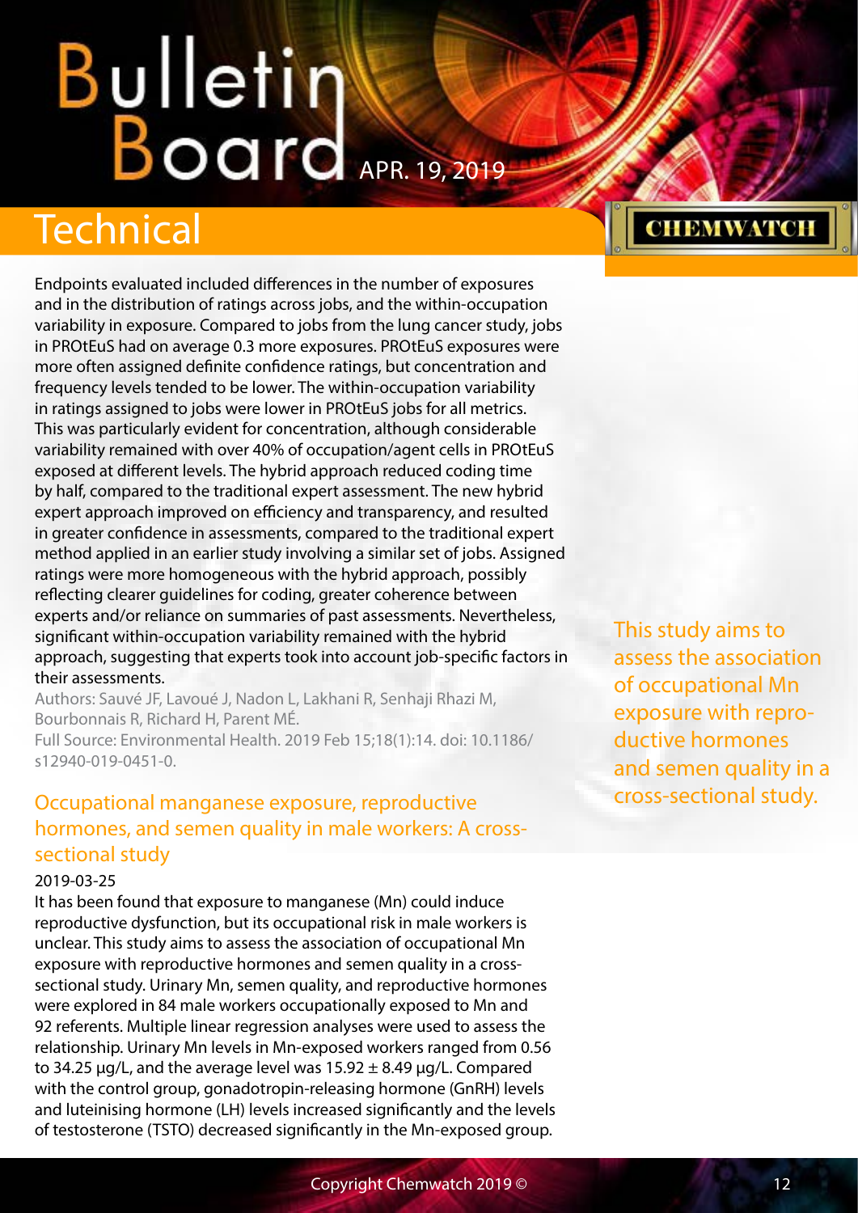Endpoints evaluated included differences in the number of exposures and in the distribution of ratings across jobs, and the within-occupation variability in exposure. Compared to jobs from the lung cancer study, jobs in PROtEuS had on average 0.3 more exposures. PROtEuS exposures were more often assigned definite confidence ratings, but concentration and frequency levels tended to be lower. The within-occupation variability in ratings assigned to jobs were lower in PROtEuS jobs for all metrics. This was particularly evident for concentration, although considerable variability remained with over 40% of occupation/agent cells in PROtEuS exposed at different levels. The hybrid approach reduced coding time by half, compared to the traditional expert assessment. The new hybrid expert approach improved on efficiency and transparency, and resulted in greater confidence in assessments, compared to the traditional expert method applied in an earlier study involving a similar set of jobs. Assigned ratings were more homogeneous with the hybrid approach, possibly reflecting clearer guidelines for coding, greater coherence between experts and/or reliance on summaries of past assessments. Nevertheless, significant within-occupation variability remained with the hybrid approach, suggesting that experts took into account job-specific factors in their assessments.

Authors: Sauvé JF, Lavoué J, Nadon L, Lakhani R, Senhaji Rhazi M, Bourbonnais R, Richard H, Parent MÉ.

Full Source: Environmental Health. 2019 Feb 15;18(1):14. doi: 10.1186/s12940-019-0451-0.

## Occupational manganese exposure, reproductive hormones, and semen quality in male workers: A cross-sectional study

2019-03-25

It has been found that exposure to manganese (Mn) could induce reproductive dysfunction, but its occupational risk in male workers is unclear. This study aims to assess the association of occupational Mn exposure with reproductive hormones and semen quality in a cross-sectional study. Urinary Mn, semen quality, and reproductive hormones were explored in 84 male workers occupationally exposed to Mn and 92 referents. Multiple linear regression analyses were used to assess the relationship. Urinary Mn levels in Mn-exposed workers ranged from 0.56 to 34.25 μg/L, and the average level was 15.92 ± 8.49 μg/L. Compared with the control group, gonadotropin-releasing hormone (GnRH) levels and luteinising hormone (LH) levels increased significantly and the levels of testosterone (TSTO) decreased significantly in the Mn-exposed group.

This study aims to assess the association of occupational Mn exposure with reproductive hormones and semen quality in a cross-sectional study.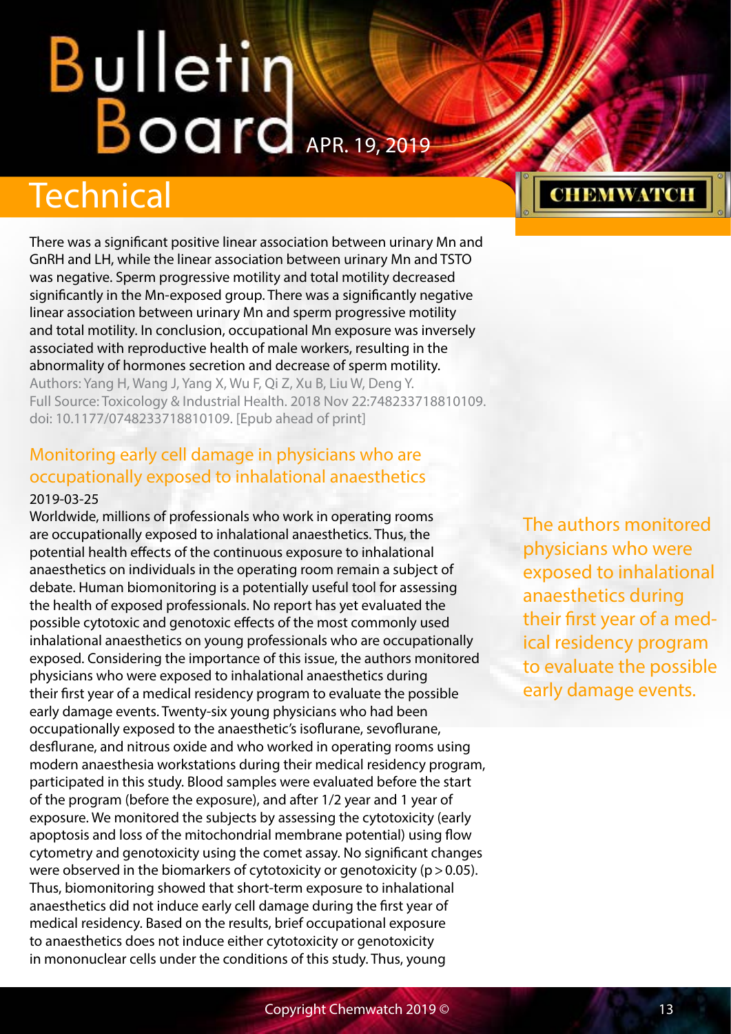There was a significant positive linear association between urinary Mn and GnRH and LH, while the linear association between urinary Mn and TSTO was negative. Sperm progressive motility and total motility decreased significantly in the Mn-exposed group. There was a significantly negative linear association between urinary Mn and sperm progressive motility and total motility. In conclusion, occupational Mn exposure was inversely associated with reproductive health of male workers, resulting in the abnormality of hormones secretion and decrease of sperm motility.

Authors: Yang H, Wang J, Yang X, Wu F, Qi Z, Xu B, Liu W, Deng Y.
Full Source: Toxicology & Industrial Health. 2018 Nov 22:748233718810109. doi: 10.1177/0748233718810109. [Epub ahead of print]

## Monitoring early cell damage in physicians who are occupationally exposed to inhalational anaesthetics

2019-03-25

Worldwide, millions of professionals who work in operating rooms are occupationally exposed to inhalational anaesthetics. Thus, the potential health effects of the continuous exposure to inhalational anaesthetics on individuals in the operating room remain a subject of debate. Human biomonitoring is a potentially useful tool for assessing the health of exposed professionals. No report has yet evaluated the possible cytotoxic and genotoxic effects of the most commonly used inhalational anaesthetics on young professionals who are occupationally exposed. Considering the importance of this issue, the authors monitored physicians who were exposed to inhalational anaesthetics during their first year of a medical residency program to evaluate the possible early damage events. Twenty-six young physicians who had been occupationally exposed to the anaesthetic's isoflurane, sevoflurane, desflurane, and nitrous oxide and who worked in operating rooms using modern anaesthesia workstations during their medical residency program, participated in this study. Blood samples were evaluated before the start of the program (before the exposure), and after 1/2 year and 1 year of exposure. We monitored the subjects by assessing the cytotoxicity (early apoptosis and loss of the mitochondrial membrane potential) using flow cytometry and genotoxicity using the comet assay. No significant changes were observed in the biomarkers of cytotoxicity or genotoxicity ($p > 0.05$). Thus, biomonitoring showed that short-term exposure to inhalational anaesthetics did not induce early cell damage during the first year of medical residency. Based on the results, brief occupational exposure to anaesthetics does not induce either cytotoxicity or genotoxicity in mononuclear cells under the conditions of this study. Thus, young

The authors monitored physicians who were exposed to inhalational anaesthetics during their first year of a medical residency program to evaluate the possible early damage events.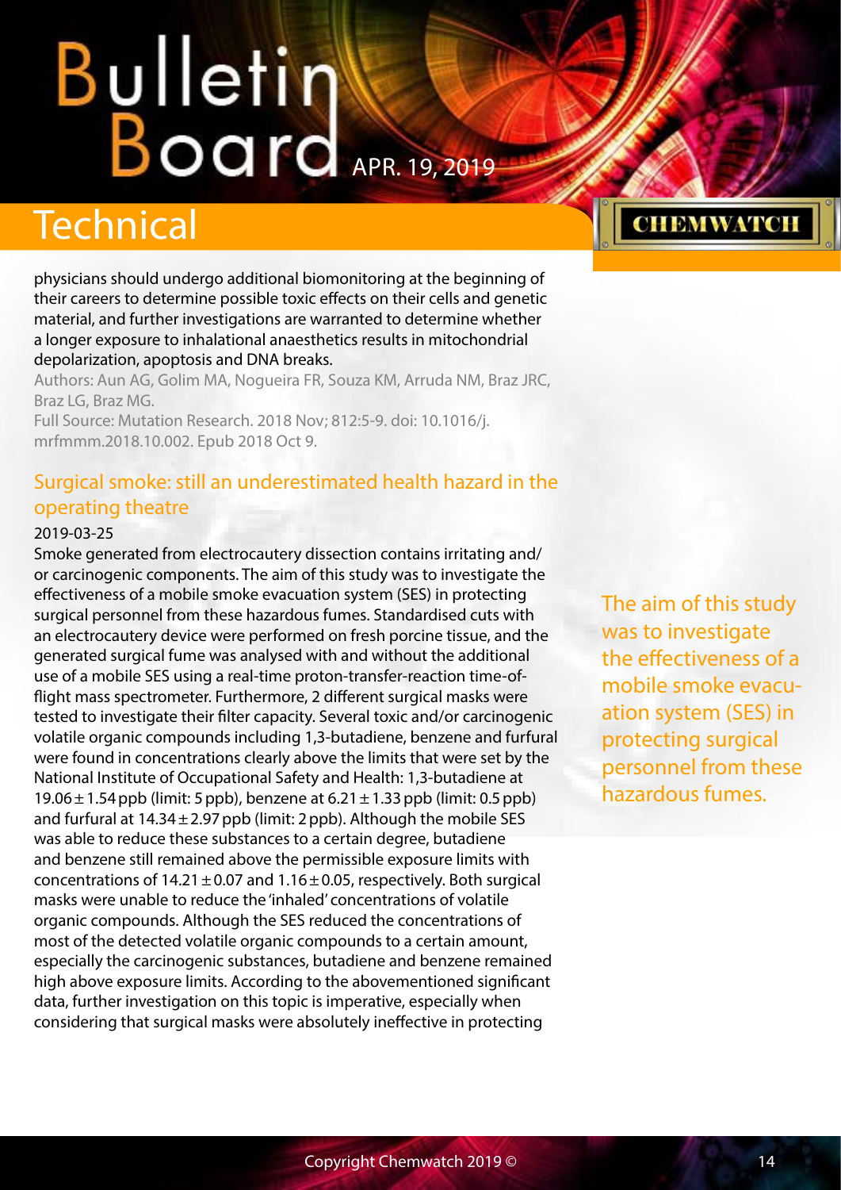physicians should undergo additional biomonitoring at the beginning of their careers to determine possible toxic effects on their cells and genetic material, and further investigations are warranted to determine whether a longer exposure to inhalational anaesthetics results in mitochondrial depolarization, apoptosis and DNA breaks.

Authors: Aun AG, Golim MA, Nogueira FR, Souza KM, Arruda NM, Braz JRC, Braz LG, Braz MG.

Full Source: Mutation Research. 2018 Nov; 812:5-9. doi: 10.1016/j.mrfmmm.2018.10.002. Epub 2018 Oct 9.

## Surgical smoke: still an underestimated health hazard in the operating theatre

2019-03-25

Smoke generated from electrocautery dissection contains irritating and/or carcinogenic components. The aim of this study was to investigate the effectiveness of a mobile smoke evacuation system (SES) in protecting surgical personnel from these hazardous fumes. Standardised cuts with an electrocautery device were performed on fresh porcine tissue, and the generated surgical fume was analysed with and without the additional use of a mobile SES using a real-time proton-transfer-reaction time-of-flight mass spectrometer. Furthermore, 2 different surgical masks were tested to investigate their filter capacity. Several toxic and/or carcinogenic volatile organic compounds including 1,3-butadiene, benzene and furfural were found in concentrations clearly above the limits that were set by the National Institute of Occupational Safety and Health: 1,3-butadiene at $19.06 \pm 1.54$ ppb (limit: 5 ppb), benzene at $6.21 \pm 1.33$ ppb (limit: 0.5 ppb) and furfural at $14.34 \pm 2.97$ ppb (limit: 2 ppb). Although the mobile SES was able to reduce these substances to a certain degree, butadiene and benzene still remained above the permissible exposure limits with concentrations of $14.21 \pm 0.07$ and $1.16 \pm 0.05$, respectively. Both surgical masks were unable to reduce the 'inhaled' concentrations of volatile organic compounds. Although the SES reduced the concentrations of most of the detected volatile organic compounds to a certain amount, especially the carcinogenic substances, butadiene and benzene remained high above exposure limits. According to the abovementioned significant data, further investigation on this topic is imperative, especially when considering that surgical masks were absolutely ineffective in protecting

The aim of this study was to investigate the effectiveness of a mobile smoke evacuation system (SES) in protecting surgical personnel from these hazardous fumes.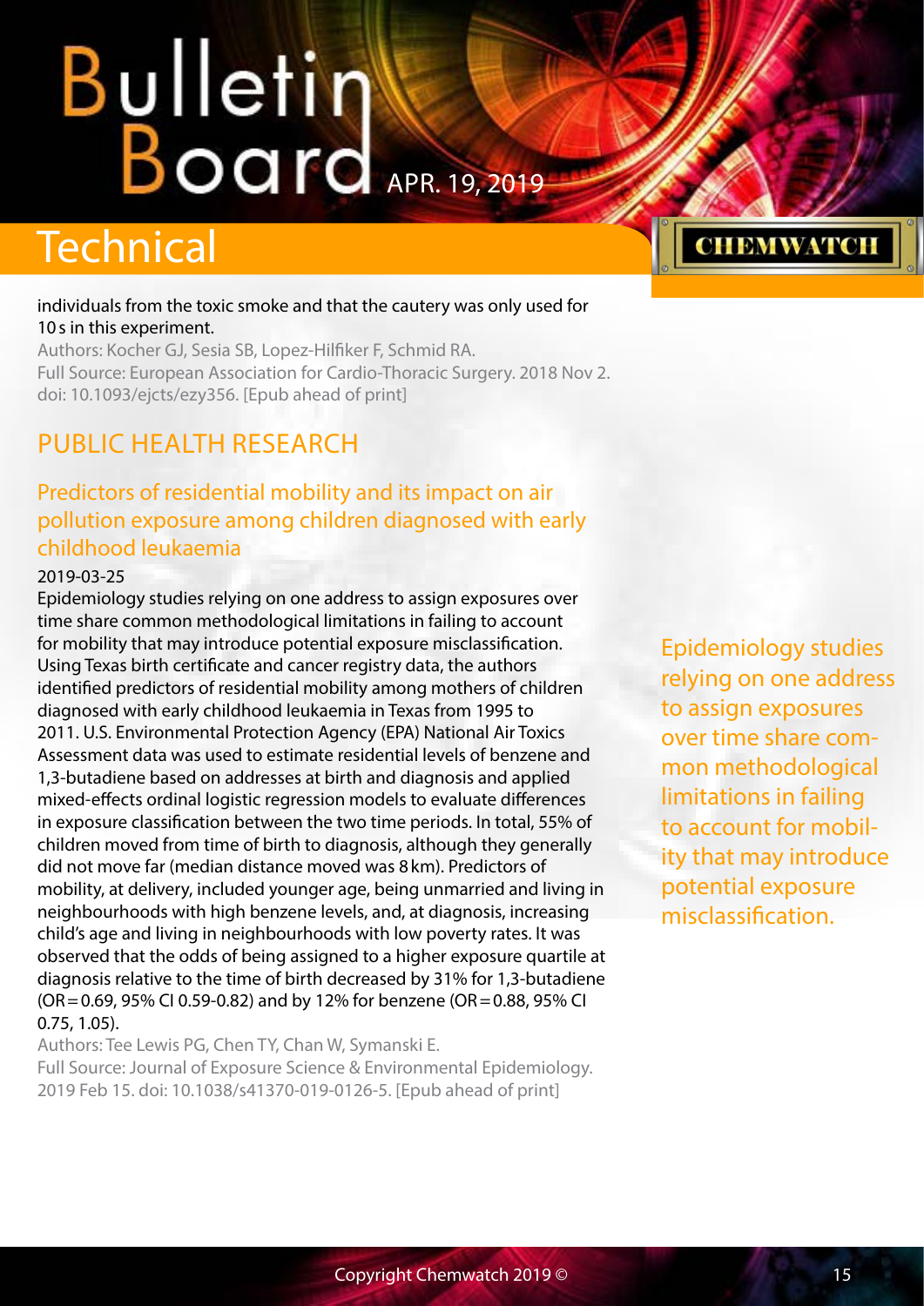individuals from the toxic smoke and that the cautery was only used for 10 s in this experiment.

Authors: Kocher GJ, Sesia SB, Lopez-Hilfiker F, Schmid RA.

Full Source: European Association for Cardio-Thoracic Surgery. 2018 Nov 2. doi: 10.1093/ejcts/ezy356. [Epub ahead of print]

## PUBLIC HEALTH RESEARCH

### Predictors of residential mobility and its impact on air pollution exposure among children diagnosed with early childhood leukaemia

2019-03-25

Epidemiology studies relying on one address to assign exposures over time share common methodological limitations in failing to account for mobility that may introduce potential exposure misclassification. Using Texas birth certificate and cancer registry data, the authors identified predictors of residential mobility among mothers of children diagnosed with early childhood leukaemia in Texas from 1995 to 2011. U.S. Environmental Protection Agency (EPA) National Air Toxics Assessment data was used to estimate residential levels of benzene and 1,3-butadiene based on addresses at birth and diagnosis and applied mixed-effects ordinal logistic regression models to evaluate differences in exposure classification between the two time periods. In total, 55% of children moved from time of birth to diagnosis, although they generally did not move far (median distance moved was 8 km). Predictors of mobility, at delivery, included younger age, being unmarried and living in neighbourhoods with high benzene levels, and, at diagnosis, increasing child's age and living in neighbourhoods with low poverty rates. It was observed that the odds of being assigned to a higher exposure quartile at diagnosis relative to the time of birth decreased by 31% for 1,3-butadiene (OR = 0.69, 95% CI 0.59-0.82) and by 12% for benzene (OR = 0.88, 95% CI 0.75, 1.05).

Authors: Tee Lewis PG, Chen TY, Chan W, Symanski E.

Full Source: Journal of Exposure Science & Environmental Epidemiology. 2019 Feb 15. doi: 10.1038/s41370-019-0126-5. [Epub ahead of print]

Epidemiology studies relying on one address to assign exposures over time share common methodological limitations in failing to account for mobility that may introduce potential exposure misclassification.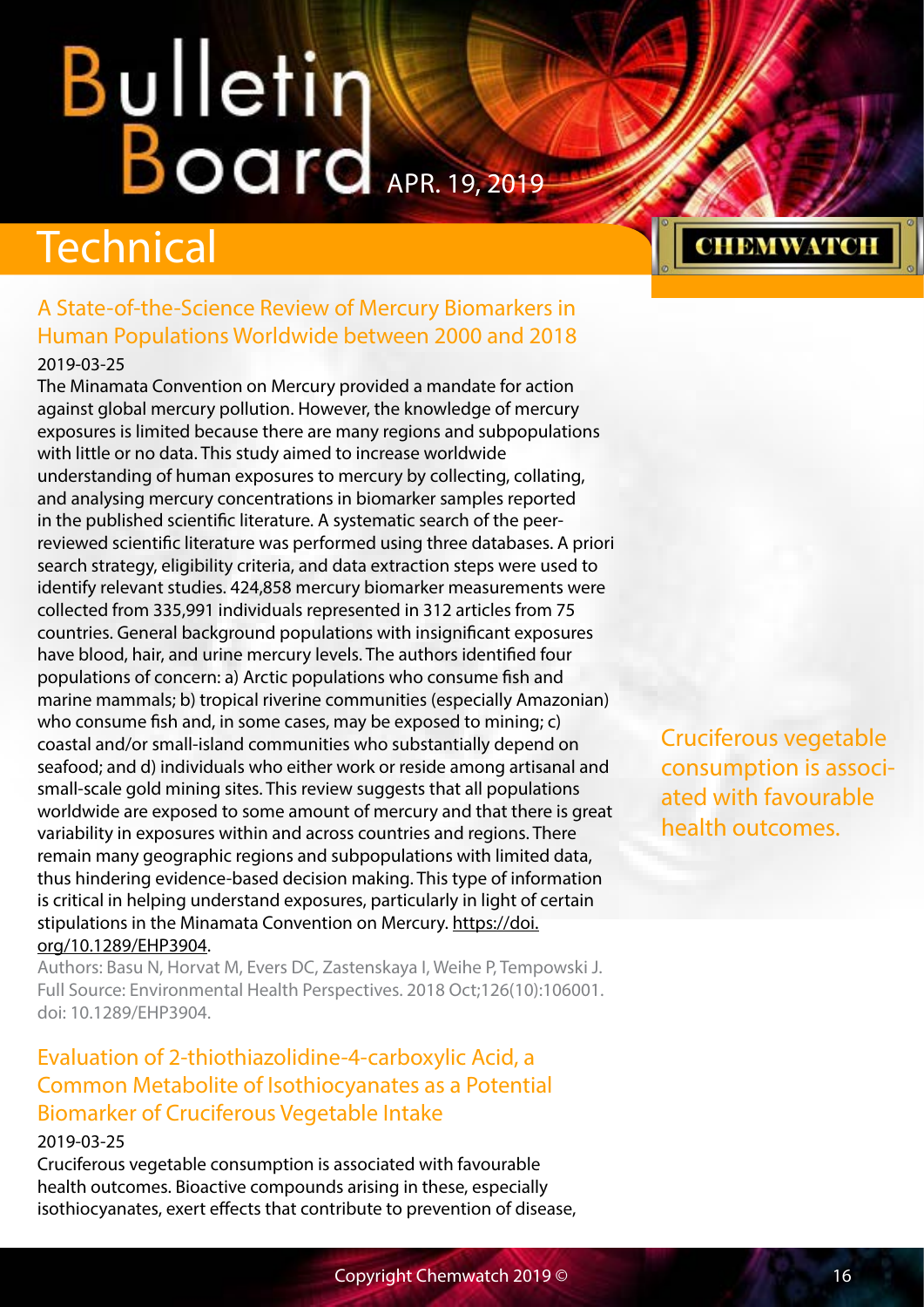# Technical

## A State-of-the-Science Review of Mercury Biomarkers in Human Populations Worldwide between 2000 and 2018

2019-03-25

The Minamata Convention on Mercury provided a mandate for action against global mercury pollution. However, the knowledge of mercury exposures is limited because there are many regions and subpopulations with little or no data. This study aimed to increase worldwide understanding of human exposures to mercury by collecting, collating, and analysing mercury concentrations in biomarker samples reported in the published scientific literature. A systematic search of the peer-reviewed scientific literature was performed using three databases. A priori search strategy, eligibility criteria, and data extraction steps were used to identify relevant studies. 424,858 mercury biomarker measurements were collected from 335,991 individuals represented in 312 articles from 75 countries. General background populations with insignificant exposures have blood, hair, and urine mercury levels. The authors identified four populations of concern: a) Arctic populations who consume fish and marine mammals; b) tropical riverine communities (especially Amazonian) who consume fish and, in some cases, may be exposed to mining; c) coastal and/or small-island communities who substantially depend on seafood; and d) individuals who either work or reside among artisanal and small-scale gold mining sites. This review suggests that all populations worldwide are exposed to some amount of mercury and that there is great variability in exposures within and across countries and regions. There remain many geographic regions and subpopulations with limited data, thus hindering evidence-based decision making. This type of information is critical in helping understand exposures, particularly in light of certain stipulations in the Minamata Convention on Mercury. https://doi.org/10.1289/EHP3904.

Authors: Basu N, Horvat M, Evers DC, Zastenskaya I, Weihe P, Tempowski J.
Full Source: Environmental Health Perspectives. 2018 Oct;126(10):106001. doi: 10.1289/EHP3904.

## Evaluation of 2-thiothiazolidine-4-carboxylic Acid, a Common Metabolite of Isothiocyanates as a Potential Biomarker of Cruciferous Vegetable Intake

2019-03-25

Cruciferous vegetable consumption is associated with favourable health outcomes. Bioactive compounds arising in these, especially isothiocyanates, exert effects that contribute to prevention of disease,

Cruciferous vegetable consumption is associated with favourable health outcomes.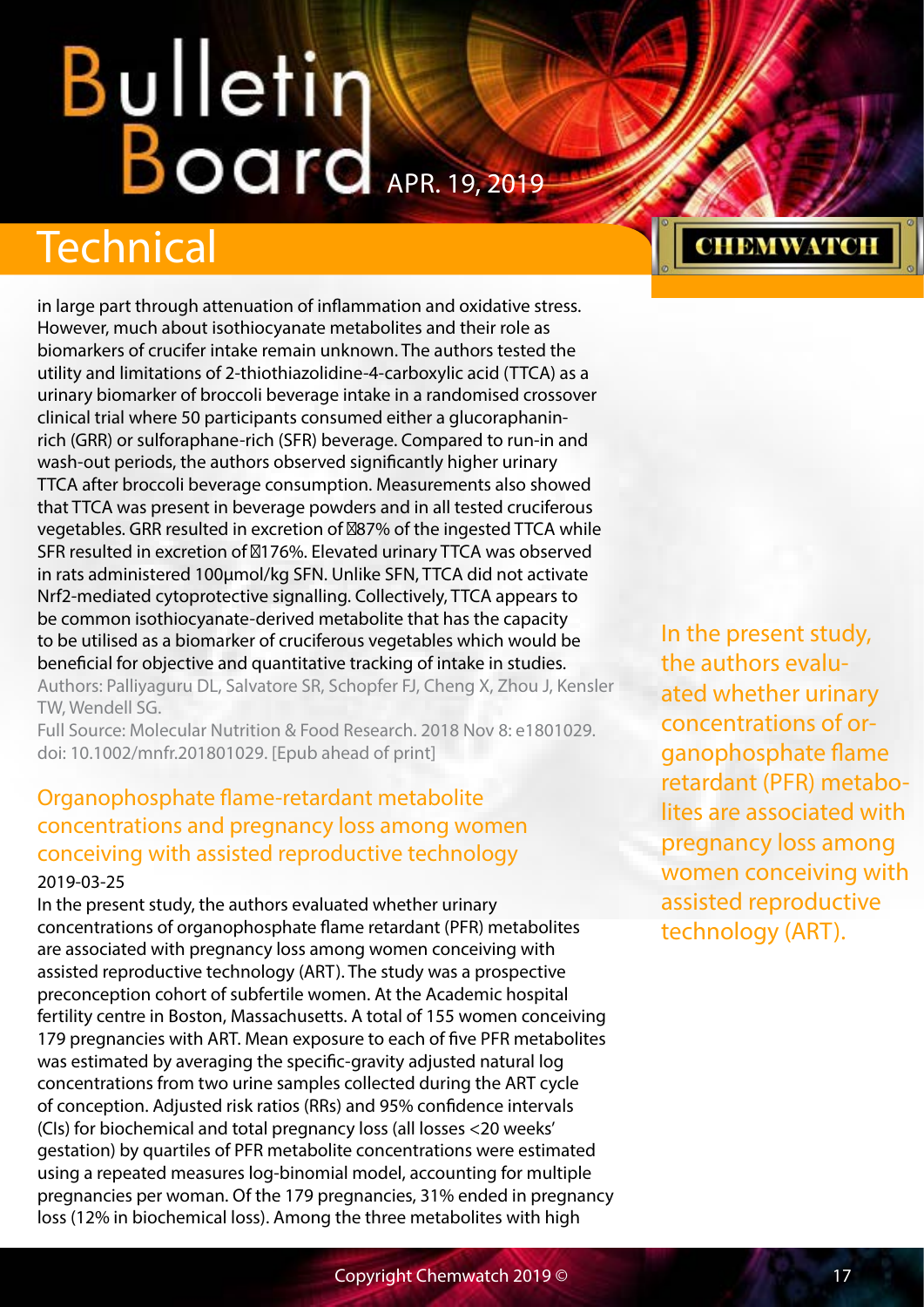in large part through attenuation of inflammation and oxidative stress. However, much about isothiocyanate metabolites and their role as biomarkers of crucifer intake remain unknown. The authors tested the utility and limitations of 2-thiothiazolidine-4-carboxylic acid (TTCA) as a urinary biomarker of broccoli beverage intake in a randomised crossover clinical trial where 50 participants consumed either a glucoraphanin-rich (GRR) or sulforaphane-rich (SFR) beverage. Compared to run-in and wash-out periods, the authors observed significantly higher urinary TTCA after broccoli beverage consumption. Measurements also showed that TTCA was present in beverage powders and in all tested cruciferous vegetables. GRR resulted in excretion of 87% of the ingested TTCA while SFR resulted in excretion of 176%. Elevated urinary TTCA was observed in rats administered 100µmol/kg SFN. Unlike SFN, TTCA did not activate Nrf2-mediated cytoprotective signalling. Collectively, TTCA appears to be common isothiocyanate-derived metabolite that has the capacity to be utilised as a biomarker of cruciferous vegetables which would be beneficial for objective and quantitative tracking of intake in studies.

Authors: Palliyaguru DL, Salvatore SR, Schopfer FJ, Cheng X, Zhou J, Kensler TW, Wendell SG.

Full Source: Molecular Nutrition & Food Research. 2018 Nov 8: e1801029. doi: 10.1002/mnfr.201801029. [Epub ahead of print]

## Organophosphate flame-retardant metabolite concentrations and pregnancy loss among women conceiving with assisted reproductive technology

2019-03-25

In the present study, the authors evaluated whether urinary concentrations of organophosphate flame retardant (PFR) metabolites are associated with pregnancy loss among women conceiving with assisted reproductive technology (ART). The study was a prospective preconception cohort of subfertile women. At the Academic hospital fertility centre in Boston, Massachusetts. A total of 155 women conceiving 179 pregnancies with ART. Mean exposure to each of five PFR metabolites was estimated by averaging the specific-gravity adjusted natural log concentrations from two urine samples collected during the ART cycle of conception. Adjusted risk ratios (RRs) and 95% confidence intervals (CIs) for biochemical and total pregnancy loss (all losses <20 weeks' gestation) by quartiles of PFR metabolite concentrations were estimated using a repeated measures log-binomial model, accounting for multiple pregnancies per woman. Of the 179 pregnancies, 31% ended in pregnancy loss (12% in biochemical loss). Among the three metabolites with high

In the present study, the authors evaluated whether urinary concentrations of organophosphate flame retardant (PFR) metabolites are associated with pregnancy loss among women conceiving with assisted reproductive technology (ART).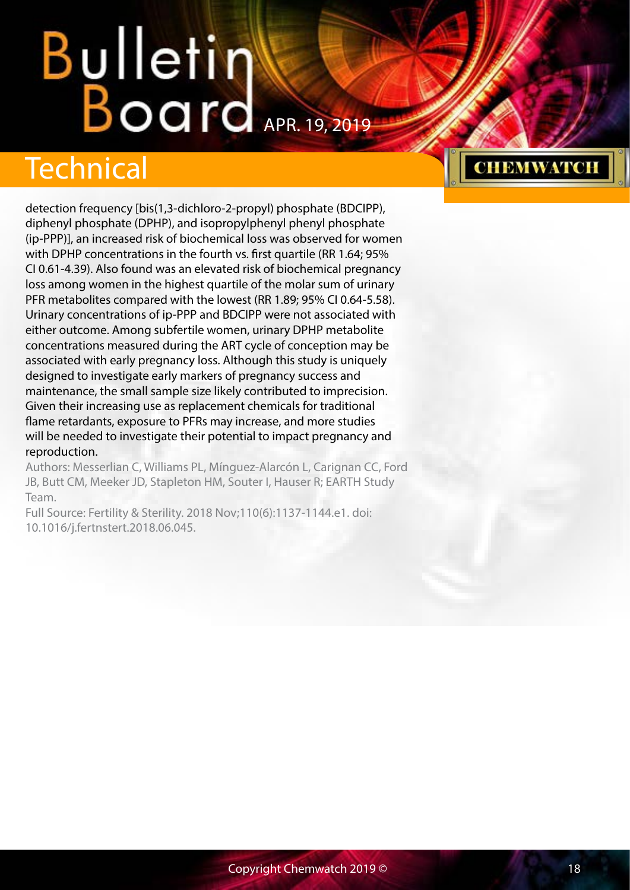detection frequency [bis(1,3-dichloro-2-propyl) phosphate (BDCIPP), diphenyl phosphate (DPHP), and isopropylphenyl phenyl phosphate (ip-PPP)], an increased risk of biochemical loss was observed for women with DPHP concentrations in the fourth vs. first quartile (RR 1.64; 95% CI 0.61-4.39). Also found was an elevated risk of biochemical pregnancy loss among women in the highest quartile of the molar sum of urinary PFR metabolites compared with the lowest (RR 1.89; 95% CI 0.64-5.58). Urinary concentrations of ip-PPP and BDCIPP were not associated with either outcome. Among subfertile women, urinary DPHP metabolite concentrations measured during the ART cycle of conception may be associated with early pregnancy loss. Although this study is uniquely designed to investigate early markers of pregnancy success and maintenance, the small sample size likely contributed to imprecision. Given their increasing use as replacement chemicals for traditional flame retardants, exposure to PFRs may increase, and more studies will be needed to investigate their potential to impact pregnancy and reproduction.

Authors: Messerlian C, Williams PL, Mínguez-Alarcón L, Carignan CC, Ford JB, Butt CM, Meeker JD, Stapleton HM, Souter I, Hauser R; EARTH Study Team.

Full Source: Fertility & Sterility. 2018 Nov;110(6):1137-1144.e1. doi: 10.1016/j.fertnstert.2018.06.045.